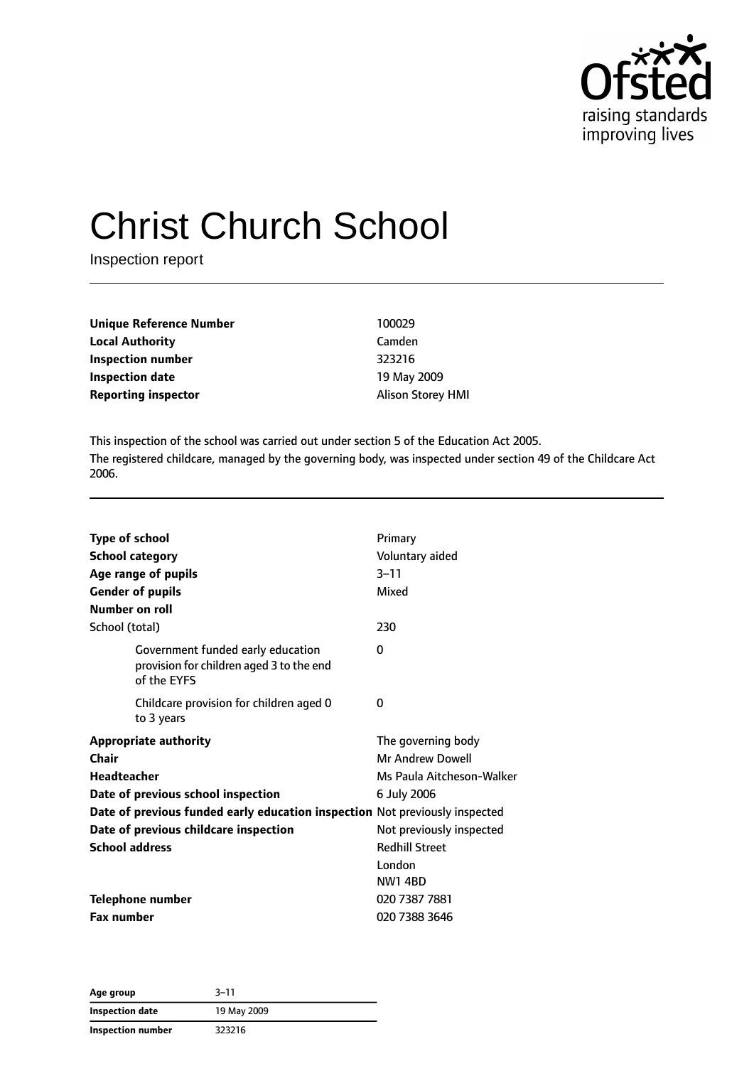# Christ Church School

Inspection report

| | |
|---|---|
| **Unique Reference Number** | 100029 |
| **Local Authority** | Camden |
| **Inspection number** | 323216 |
| **Inspection date** | 19 May 2009 |
| **Reporting inspector** | Alison Storey HMI |

This inspection of the school was carried out under section 5 of the Education Act 2005.

The registered childcare, managed by the governing body, was inspected under section 49 of the Childcare Act 2006.

| | |
|---|---|
| **Type of school** | Primary |
| **School category** | Voluntary aided |
| **Age range of pupils** | 3–11 |
| **Gender of pupils** | Mixed |
| **Number on roll** | |
| School (total) | 230 |
| Government funded early education provision for children aged 3 to the end of the EYFS | 0 |
| Childcare provision for children aged 0 to 3 years | 0 |
| **Appropriate authority** | The governing body |
| **Chair** | Mr Andrew Dowell |
| **Headteacher** | Ms Paula Aitcheson-Walker |
| **Date of previous school inspection** | 6 July 2006 |
| **Date of previous funded early education inspection** | Not previously inspected |
| **Date of previous childcare inspection** | Not previously inspected |
| **School address** | Redhill Street<br>London<br>NW1 4BD |
| **Telephone number** | 020 7387 7881 |
| **Fax number** | 020 7388 3646 |

| | |
|---|---|
| **Age group** | 3–11 |
| **Inspection date** | 19 May 2009 |
| **Inspection number** | 323216 |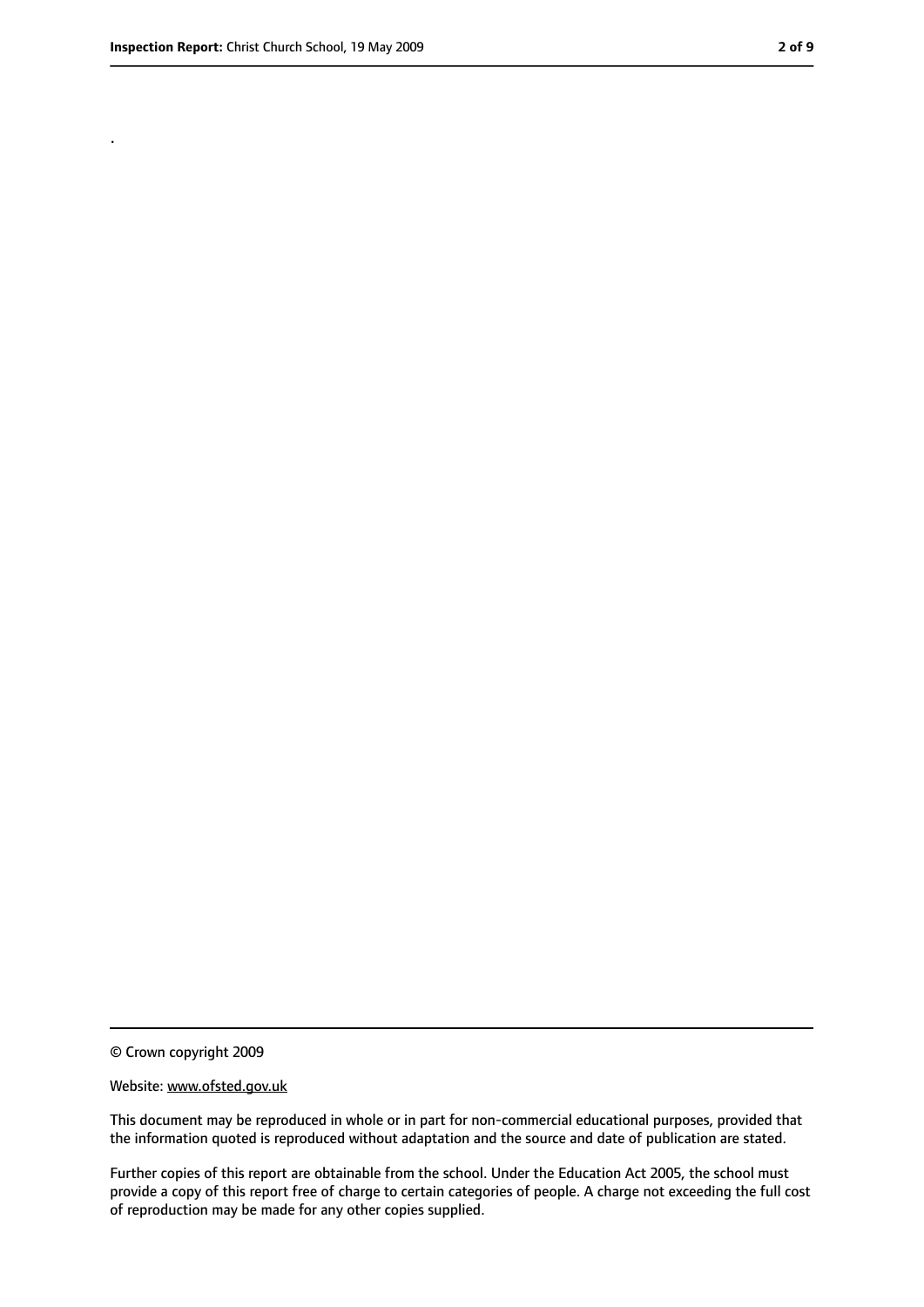.

© Crown copyright 2009

Website: www.ofsted.gov.uk

This document may be reproduced in whole or in part for non-commercial educational purposes, provided that the information quoted is reproduced without adaptation and the source and date of publication are stated.

Further copies of this report are obtainable from the school. Under the Education Act 2005, the school must provide a copy of this report free of charge to certain categories of people. A charge not exceeding the full cost of reproduction may be made for any other copies supplied.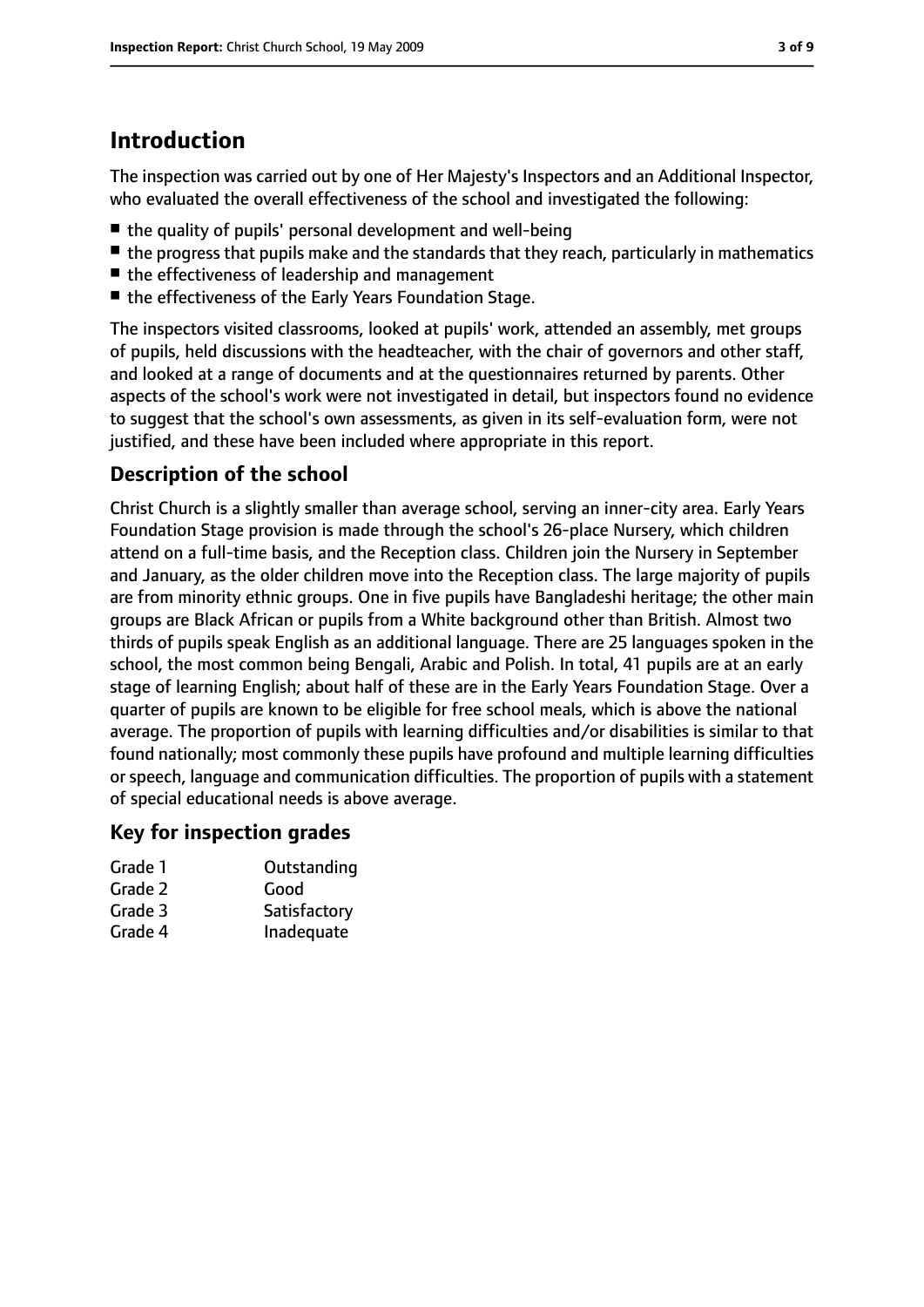# Introduction

The inspection was carried out by one of Her Majesty's Inspectors and an Additional Inspector, who evaluated the overall effectiveness of the school and investigated the following:

- the quality of pupils' personal development and well-being
- the progress that pupils make and the standards that they reach, particularly in mathematics
- the effectiveness of leadership and management
- the effectiveness of the Early Years Foundation Stage.

The inspectors visited classrooms, looked at pupils' work, attended an assembly, met groups of pupils, held discussions with the headteacher, with the chair of governors and other staff, and looked at a range of documents and at the questionnaires returned by parents. Other aspects of the school's work were not investigated in detail, but inspectors found no evidence to suggest that the school's own assessments, as given in its self-evaluation form, were not justified, and these have been included where appropriate in this report.

## Description of the school

Christ Church is a slightly smaller than average school, serving an inner-city area. Early Years Foundation Stage provision is made through the school's 26-place Nursery, which children attend on a full-time basis, and the Reception class. Children join the Nursery in September and January, as the older children move into the Reception class. The large majority of pupils are from minority ethnic groups. One in five pupils have Bangladeshi heritage; the other main groups are Black African or pupils from a White background other than British. Almost two thirds of pupils speak English as an additional language. There are 25 languages spoken in the school, the most common being Bengali, Arabic and Polish. In total, 41 pupils are at an early stage of learning English; about half of these are in the Early Years Foundation Stage. Over a quarter of pupils are known to be eligible for free school meals, which is above the national average. The proportion of pupils with learning difficulties and/or disabilities is similar to that found nationally; most commonly these pupils have profound and multiple learning difficulties or speech, language and communication difficulties. The proportion of pupils with a statement of special educational needs is above average.

## Key for inspection grades

| | |
|---|---|
| Grade 1 | Outstanding |
| Grade 2 | Good |
| Grade 3 | Satisfactory |
| Grade 4 | Inadequate |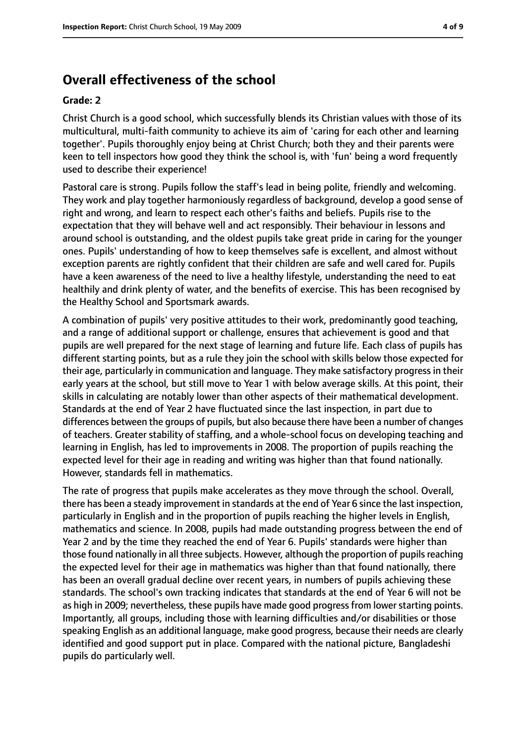## Overall effectiveness of the school

**Grade: 2**

Christ Church is a good school, which successfully blends its Christian values with those of its multicultural, multi-faith community to achieve its aim of 'caring for each other and learning together'. Pupils thoroughly enjoy being at Christ Church; both they and their parents were keen to tell inspectors how good they think the school is, with 'fun' being a word frequently used to describe their experience!

Pastoral care is strong. Pupils follow the staff's lead in being polite, friendly and welcoming. They work and play together harmoniously regardless of background, develop a good sense of right and wrong, and learn to respect each other's faiths and beliefs. Pupils rise to the expectation that they will behave well and act responsibly. Their behaviour in lessons and around school is outstanding, and the oldest pupils take great pride in caring for the younger ones. Pupils' understanding of how to keep themselves safe is excellent, and almost without exception parents are rightly confident that their children are safe and well cared for. Pupils have a keen awareness of the need to live a healthy lifestyle, understanding the need to eat healthily and drink plenty of water, and the benefits of exercise. This has been recognised by the Healthy School and Sportsmark awards.

A combination of pupils' very positive attitudes to their work, predominantly good teaching, and a range of additional support or challenge, ensures that achievement is good and that pupils are well prepared for the next stage of learning and future life. Each class of pupils has different starting points, but as a rule they join the school with skills below those expected for their age, particularly in communication and language. They make satisfactory progress in their early years at the school, but still move to Year 1 with below average skills. At this point, their skills in calculating are notably lower than other aspects of their mathematical development. Standards at the end of Year 2 have fluctuated since the last inspection, in part due to differences between the groups of pupils, but also because there have been a number of changes of teachers. Greater stability of staffing, and a whole-school focus on developing teaching and learning in English, has led to improvements in 2008. The proportion of pupils reaching the expected level for their age in reading and writing was higher than that found nationally. However, standards fell in mathematics.

The rate of progress that pupils make accelerates as they move through the school. Overall, there has been a steady improvement in standards at the end of Year 6 since the last inspection, particularly in English and in the proportion of pupils reaching the higher levels in English, mathematics and science. In 2008, pupils had made outstanding progress between the end of Year 2 and by the time they reached the end of Year 6. Pupils' standards were higher than those found nationally in all three subjects. However, although the proportion of pupils reaching the expected level for their age in mathematics was higher than that found nationally, there has been an overall gradual decline over recent years, in numbers of pupils achieving these standards. The school's own tracking indicates that standards at the end of Year 6 will not be as high in 2009; nevertheless, these pupils have made good progress from lower starting points. Importantly, all groups, including those with learning difficulties and/or disabilities or those speaking English as an additional language, make good progress, because their needs are clearly identified and good support put in place. Compared with the national picture, Bangladeshi pupils do particularly well.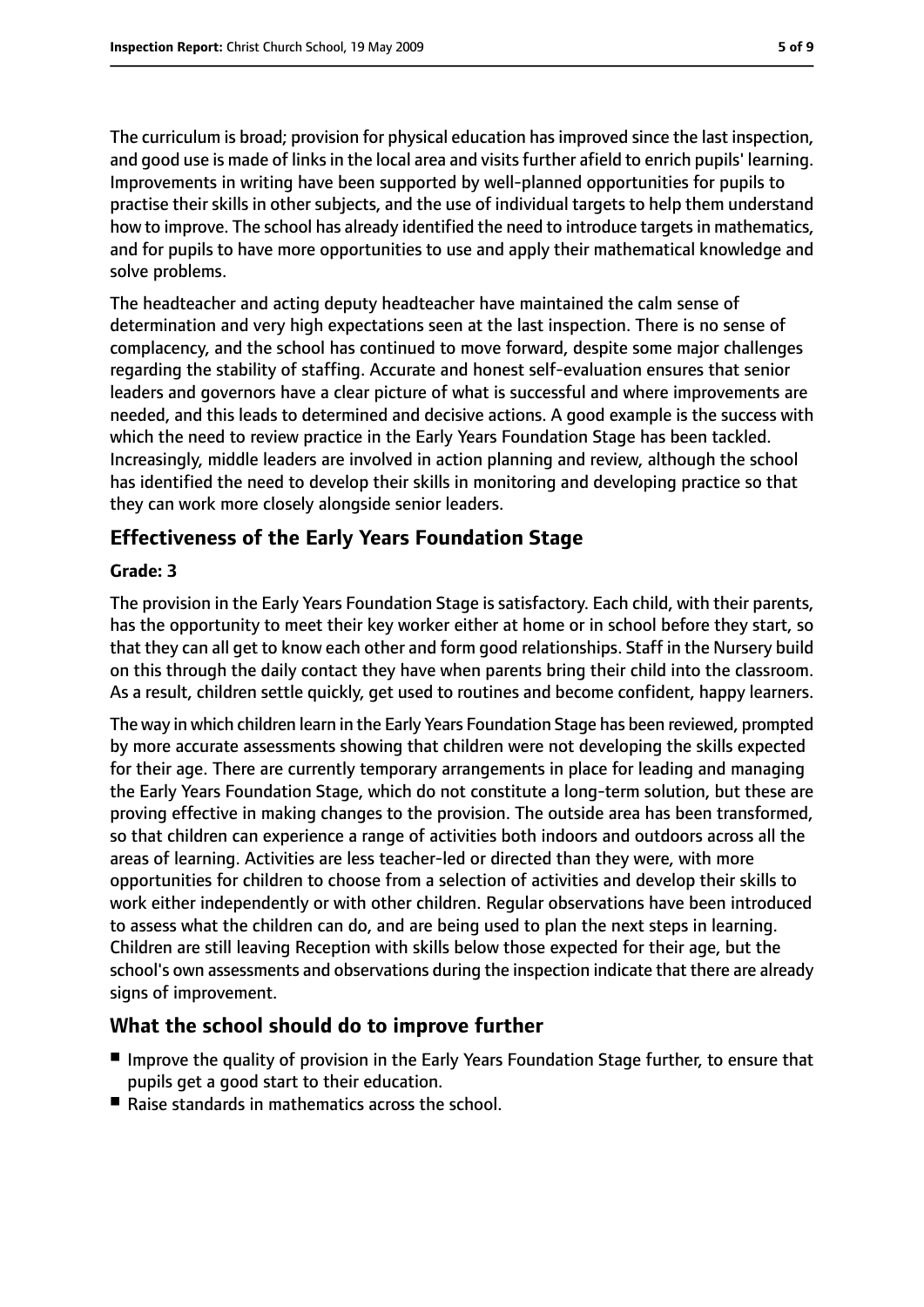The curriculum is broad; provision for physical education has improved since the last inspection, and good use is made of links in the local area and visits further afield to enrich pupils' learning. Improvements in writing have been supported by well-planned opportunities for pupils to practise their skills in other subjects, and the use of individual targets to help them understand how to improve. The school has already identified the need to introduce targets in mathematics, and for pupils to have more opportunities to use and apply their mathematical knowledge and solve problems.

The headteacher and acting deputy headteacher have maintained the calm sense of determination and very high expectations seen at the last inspection. There is no sense of complacency, and the school has continued to move forward, despite some major challenges regarding the stability of staffing. Accurate and honest self-evaluation ensures that senior leaders and governors have a clear picture of what is successful and where improvements are needed, and this leads to determined and decisive actions. A good example is the success with which the need to review practice in the Early Years Foundation Stage has been tackled. Increasingly, middle leaders are involved in action planning and review, although the school has identified the need to develop their skills in monitoring and developing practice so that they can work more closely alongside senior leaders.

## Effectiveness of the Early Years Foundation Stage

**Grade: 3**

The provision in the Early Years Foundation Stage is satisfactory. Each child, with their parents, has the opportunity to meet their key worker either at home or in school before they start, so that they can all get to know each other and form good relationships. Staff in the Nursery build on this through the daily contact they have when parents bring their child into the classroom. As a result, children settle quickly, get used to routines and become confident, happy learners.

The way in which children learn in the Early Years Foundation Stage has been reviewed, prompted by more accurate assessments showing that children were not developing the skills expected for their age. There are currently temporary arrangements in place for leading and managing the Early Years Foundation Stage, which do not constitute a long-term solution, but these are proving effective in making changes to the provision. The outside area has been transformed, so that children can experience a range of activities both indoors and outdoors across all the areas of learning. Activities are less teacher-led or directed than they were, with more opportunities for children to choose from a selection of activities and develop their skills to work either independently or with other children. Regular observations have been introduced to assess what the children can do, and are being used to plan the next steps in learning. Children are still leaving Reception with skills below those expected for their age, but the school's own assessments and observations during the inspection indicate that there are already signs of improvement.

## What the school should do to improve further

- Improve the quality of provision in the Early Years Foundation Stage further, to ensure that pupils get a good start to their education.
- Raise standards in mathematics across the school.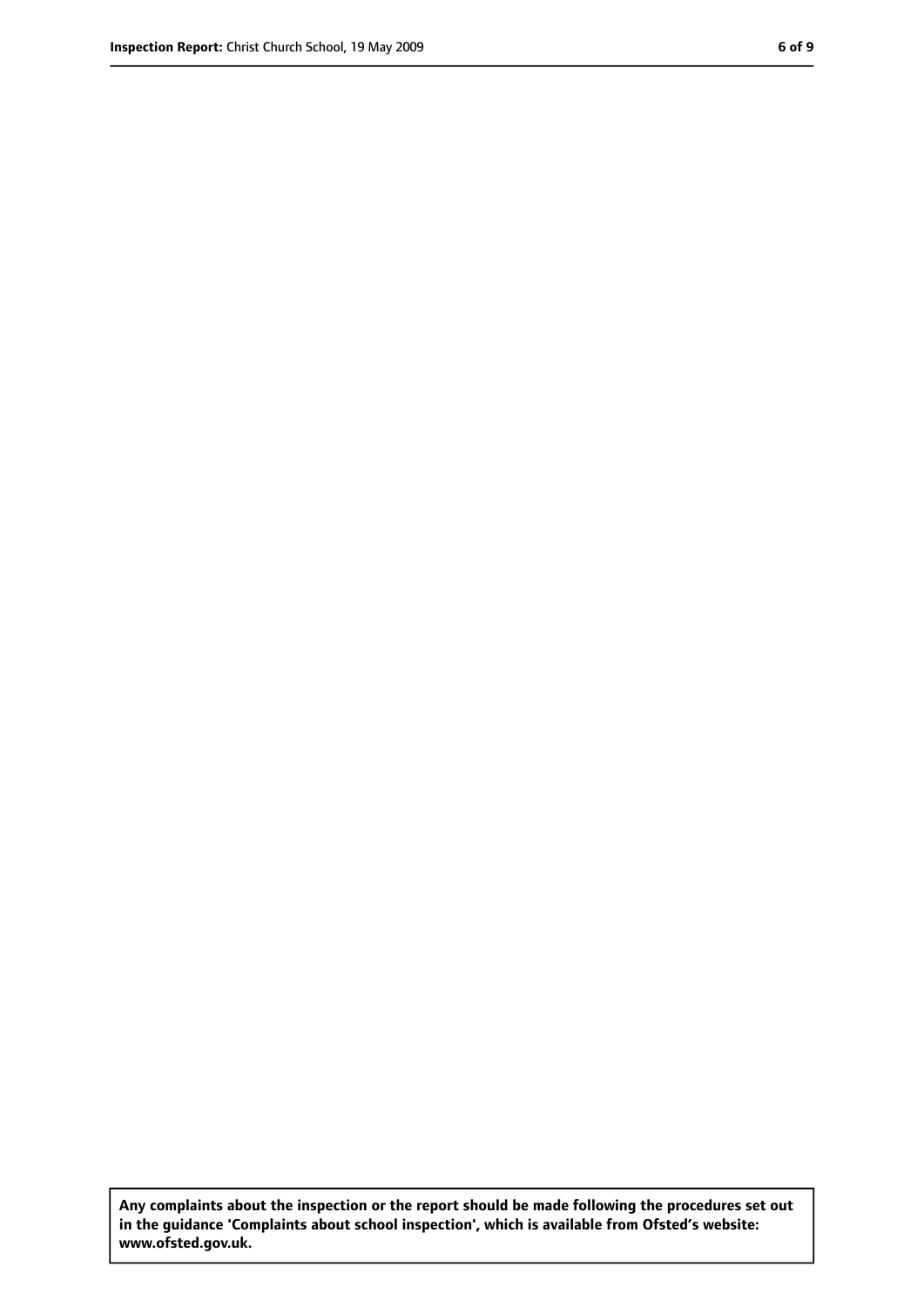**Any complaints about the inspection or the report should be made following the procedures set out in the guidance 'Complaints about school inspection', which is available from Ofsted's website: www.ofsted.gov.uk.**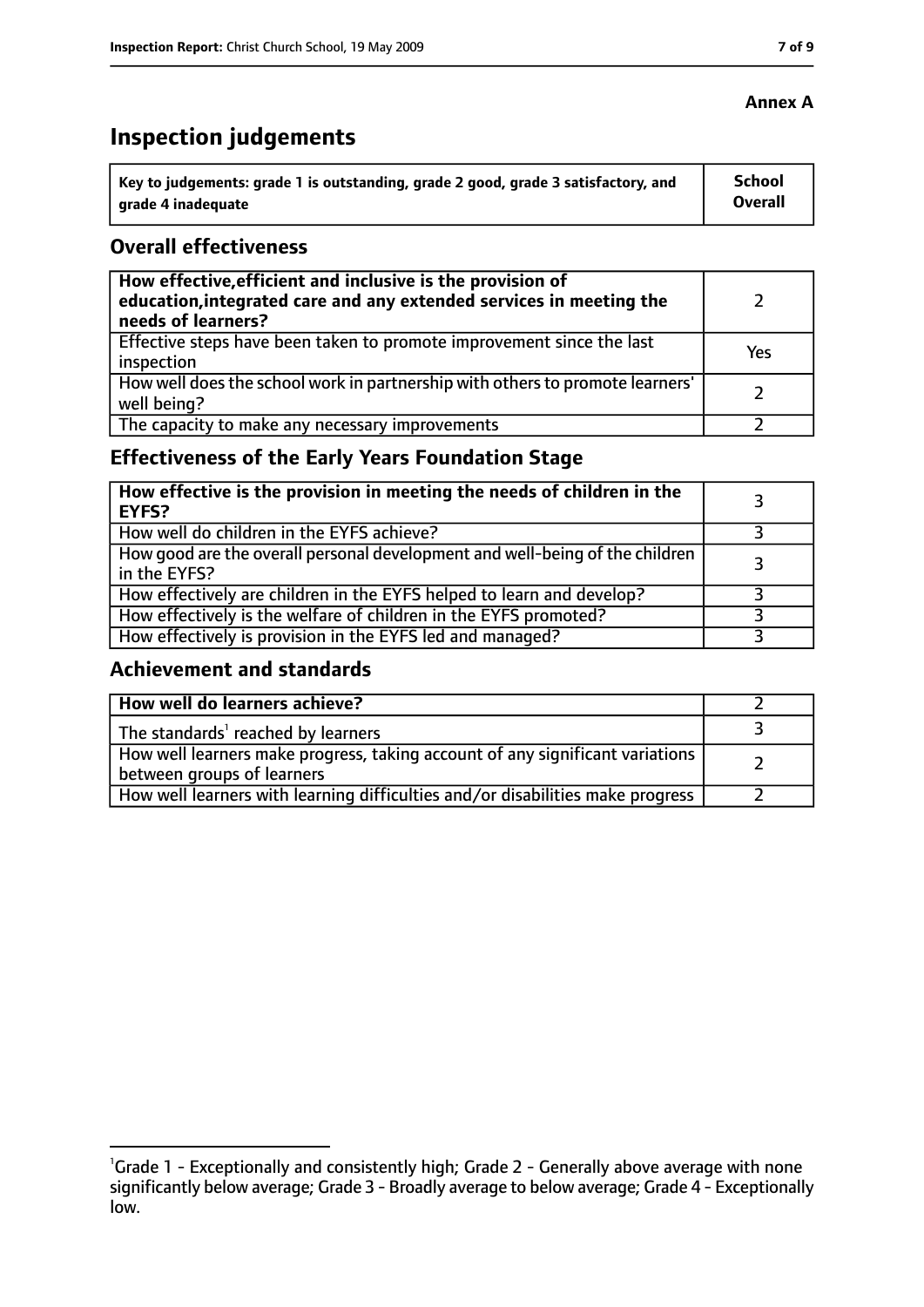**Annex A**

# Inspection judgements

| Key to judgements: grade 1 is outstanding, grade 2 good, grade 3 satisfactory, and grade 4 inadequate | School Overall |
|---|---|

## Overall effectiveness

| | |
|---|---|
| **How effective, efficient and inclusive is the provision of education, integrated care and any extended services in meeting the needs of learners?** | 2 |
| Effective steps have been taken to promote improvement since the last inspection | Yes |
| How well does the school work in partnership with others to promote learners' well being? | 2 |
| The capacity to make any necessary improvements | 2 |

## Effectiveness of the Early Years Foundation Stage

| | |
|---|---|
| **How effective is the provision in meeting the needs of children in the EYFS?** | 3 |
| How well do children in the EYFS achieve? | 3 |
| How good are the overall personal development and well-being of the children in the EYFS? | 3 |
| How effectively are children in the EYFS helped to learn and develop? | 3 |
| How effectively is the welfare of children in the EYFS promoted? | 3 |
| How effectively is provision in the EYFS led and managed? | 3 |

## Achievement and standards

| | |
|---|---|
| **How well do learners achieve?** | 2 |
| The standards[1] reached by learners | 3 |
| How well learners make progress, taking account of any significant variations between groups of learners | 2 |
| How well learners with learning difficulties and/or disabilities make progress | 2 |

[1]Grade 1 - Exceptionally and consistently high; Grade 2 - Generally above average with none significantly below average; Grade 3 - Broadly average to below average; Grade 4 - Exceptionally low.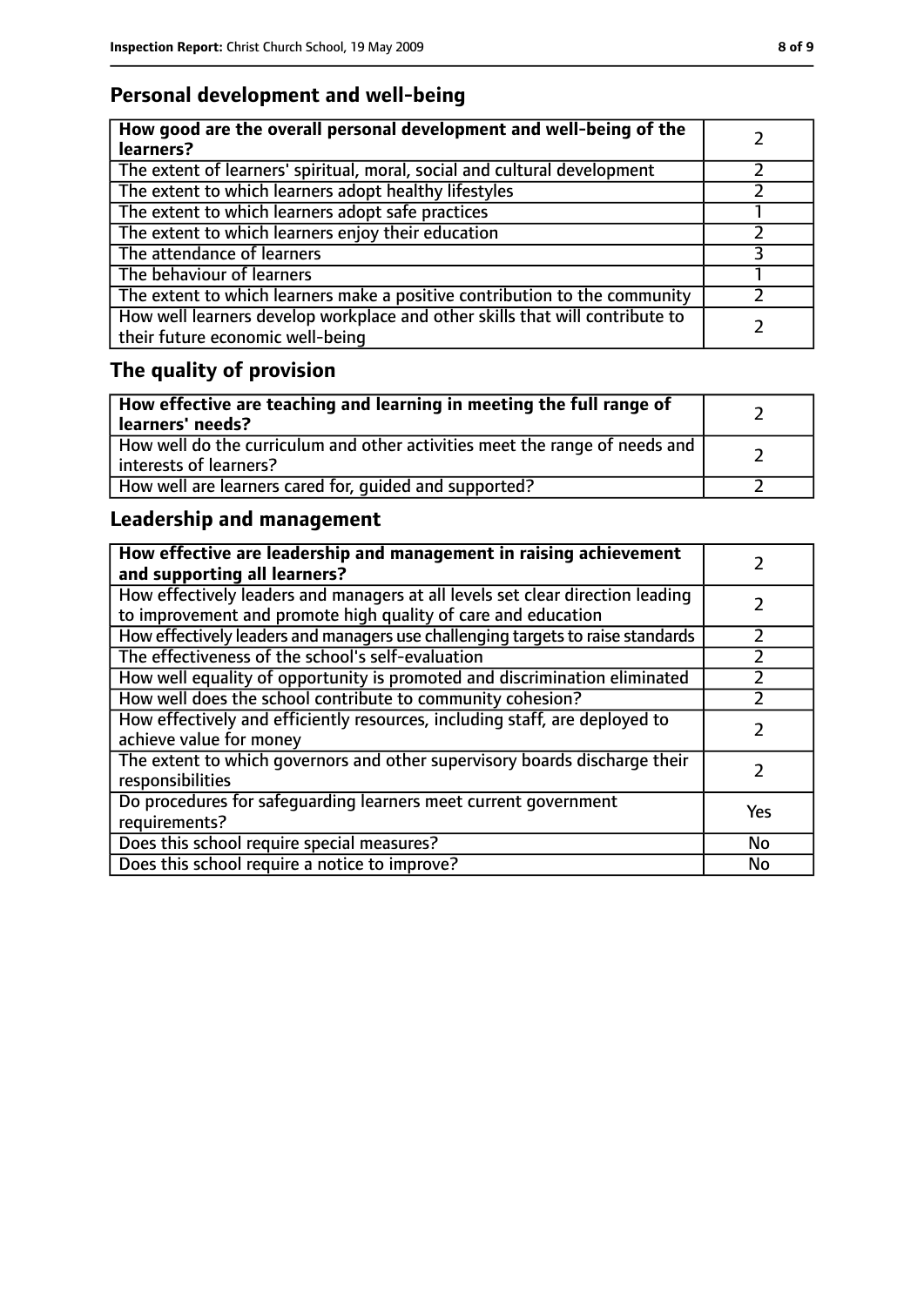## Personal development and well-being

| **How good are the overall personal development and well-being of the learners?** | 2 |
|---|---|
| The extent of learners' spiritual, moral, social and cultural development | 2 |
| The extent to which learners adopt healthy lifestyles | 2 |
| The extent to which learners adopt safe practices | 1 |
| The extent to which learners enjoy their education | 2 |
| The attendance of learners | 3 |
| The behaviour of learners | 1 |
| The extent to which learners make a positive contribution to the community | 2 |
| How well learners develop workplace and other skills that will contribute to their future economic well-being | 2 |

## The quality of provision

| **How effective are teaching and learning in meeting the full range of learners' needs?** | 2 |
|---|---|
| How well do the curriculum and other activities meet the range of needs and interests of learners? | 2 |
| How well are learners cared for, guided and supported? | 2 |

## Leadership and management

| **How effective are leadership and management in raising achievement and supporting all learners?** | 2 |
|---|---|
| How effectively leaders and managers at all levels set clear direction leading to improvement and promote high quality of care and education | 2 |
| How effectively leaders and managers use challenging targets to raise standards | 2 |
| The effectiveness of the school's self-evaluation | 2 |
| How well equality of opportunity is promoted and discrimination eliminated | 2 |
| How well does the school contribute to community cohesion? | 2 |
| How effectively and efficiently resources, including staff, are deployed to achieve value for money | 2 |
| The extent to which governors and other supervisory boards discharge their responsibilities | 2 |
| Do procedures for safeguarding learners meet current government requirements? | Yes |
| Does this school require special measures? | No |
| Does this school require a notice to improve? | No |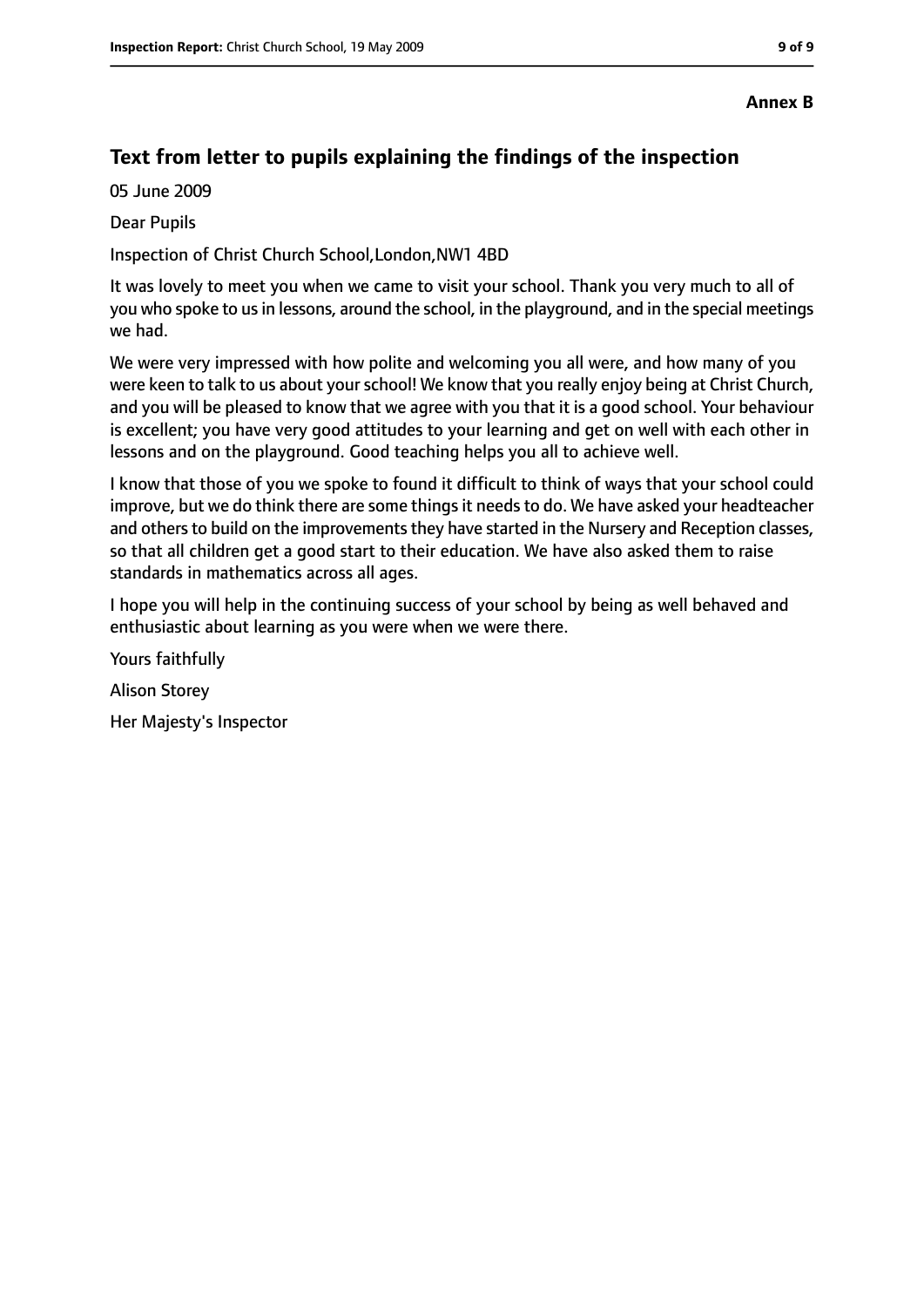**Annex B**

## Text from letter to pupils explaining the findings of the inspection

05 June 2009

Dear Pupils

Inspection of Christ Church School,London,NW1 4BD

It was lovely to meet you when we came to visit your school. Thank you very much to all of you who spoke to us in lessons, around the school, in the playground, and in the special meetings we had.

We were very impressed with how polite and welcoming you all were, and how many of you were keen to talk to us about your school! We know that you really enjoy being at Christ Church, and you will be pleased to know that we agree with you that it is a good school. Your behaviour is excellent; you have very good attitudes to your learning and get on well with each other in lessons and on the playground. Good teaching helps you all to achieve well.

I know that those of you we spoke to found it difficult to think of ways that your school could improve, but we do think there are some things it needs to do. We have asked your headteacher and others to build on the improvements they have started in the Nursery and Reception classes, so that all children get a good start to their education. We have also asked them to raise standards in mathematics across all ages.

I hope you will help in the continuing success of your school by being as well behaved and enthusiastic about learning as you were when we were there.

Yours faithfully

Alison Storey

Her Majesty's Inspector